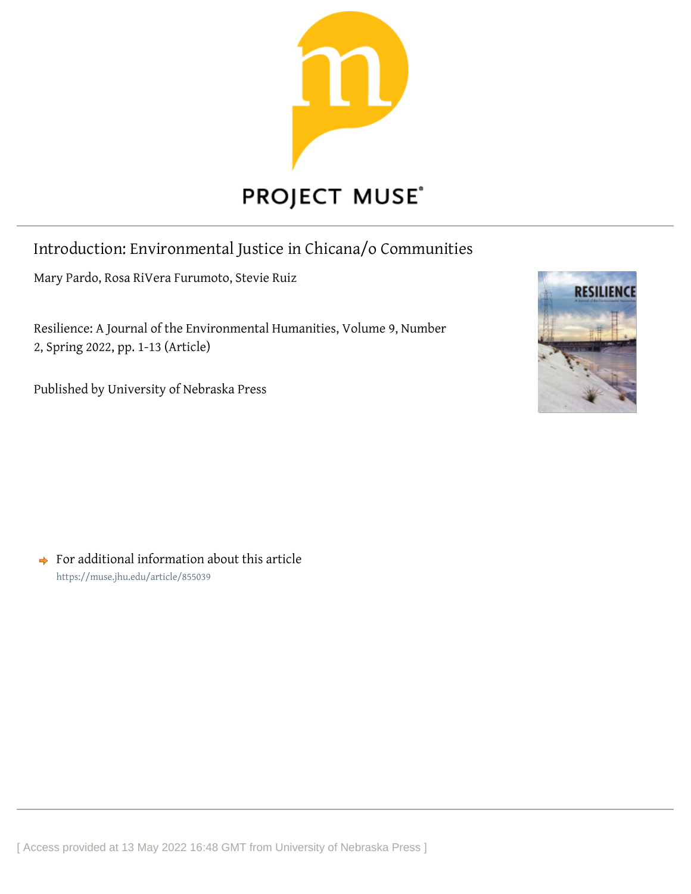PROJECT MUSE®

# Introduction: Environmental Justice in Chicana/o Communities

Mary Pardo, Rosa RiVera Furumoto, Stevie Ruiz

Resilience: A Journal of the Environmental Humanities, Volume 9, Number 2, Spring 2022, pp. 1-13 (Article)

Published by University of Nebraska Press

For additional information about this article
https://muse.jhu.edu/article/855039

[ Access provided at 13 May 2022 16:48 GMT from University of Nebraska Press ]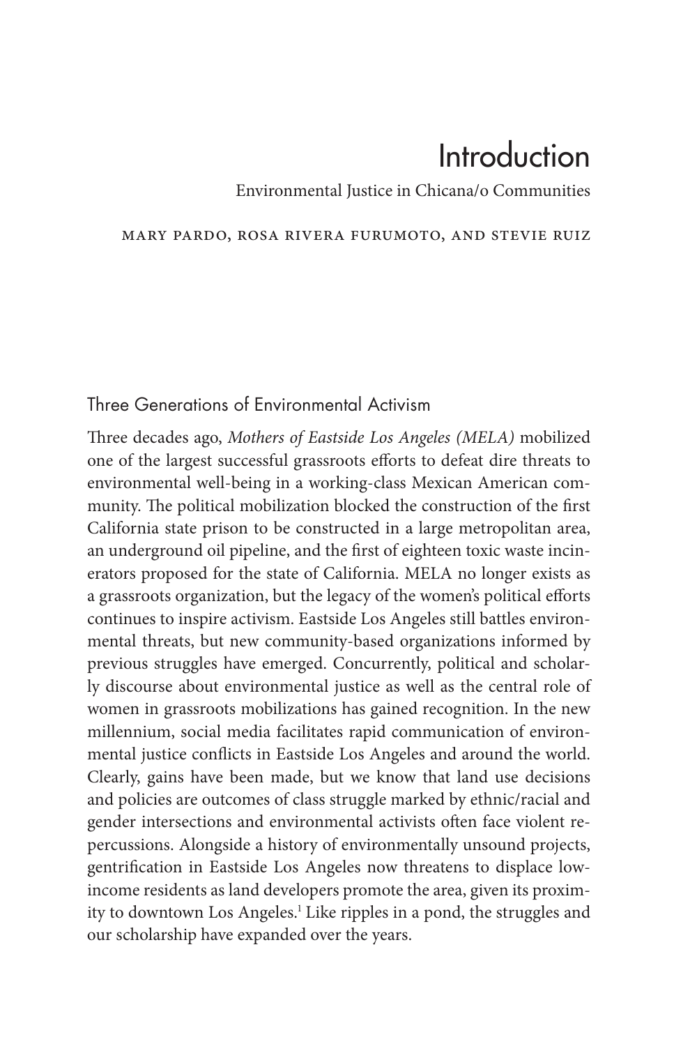# Introduction

## Environmental Justice in Chicana/o Communities

MARY PARDO, ROSA RIVERA FURUMOTO, AND STEVIE RUIZ

### Three Generations of Environmental Activism

Three decades ago, *Mothers of Eastside Los Angeles (MELA)* mobilized one of the largest successful grassroots efforts to defeat dire threats to environmental well-being in a working-class Mexican American community. The political mobilization blocked the construction of the first California state prison to be constructed in a large metropolitan area, an underground oil pipeline, and the first of eighteen toxic waste incinerators proposed for the state of California. MELA no longer exists as a grassroots organization, but the legacy of the women's political efforts continues to inspire activism. Eastside Los Angeles still battles environmental threats, but new community-based organizations informed by previous struggles have emerged. Concurrently, political and scholarly discourse about environmental justice as well as the central role of women in grassroots mobilizations has gained recognition. In the new millennium, social media facilitates rapid communication of environmental justice conflicts in Eastside Los Angeles and around the world. Clearly, gains have been made, but we know that land use decisions and policies are outcomes of class struggle marked by ethnic/racial and gender intersections and environmental activists often face violent repercussions. Alongside a history of environmentally unsound projects, gentrification in Eastside Los Angeles now threatens to displace low-income residents as land developers promote the area, given its proximity to downtown Los Angeles.[1] Like ripples in a pond, the struggles and our scholarship have expanded over the years.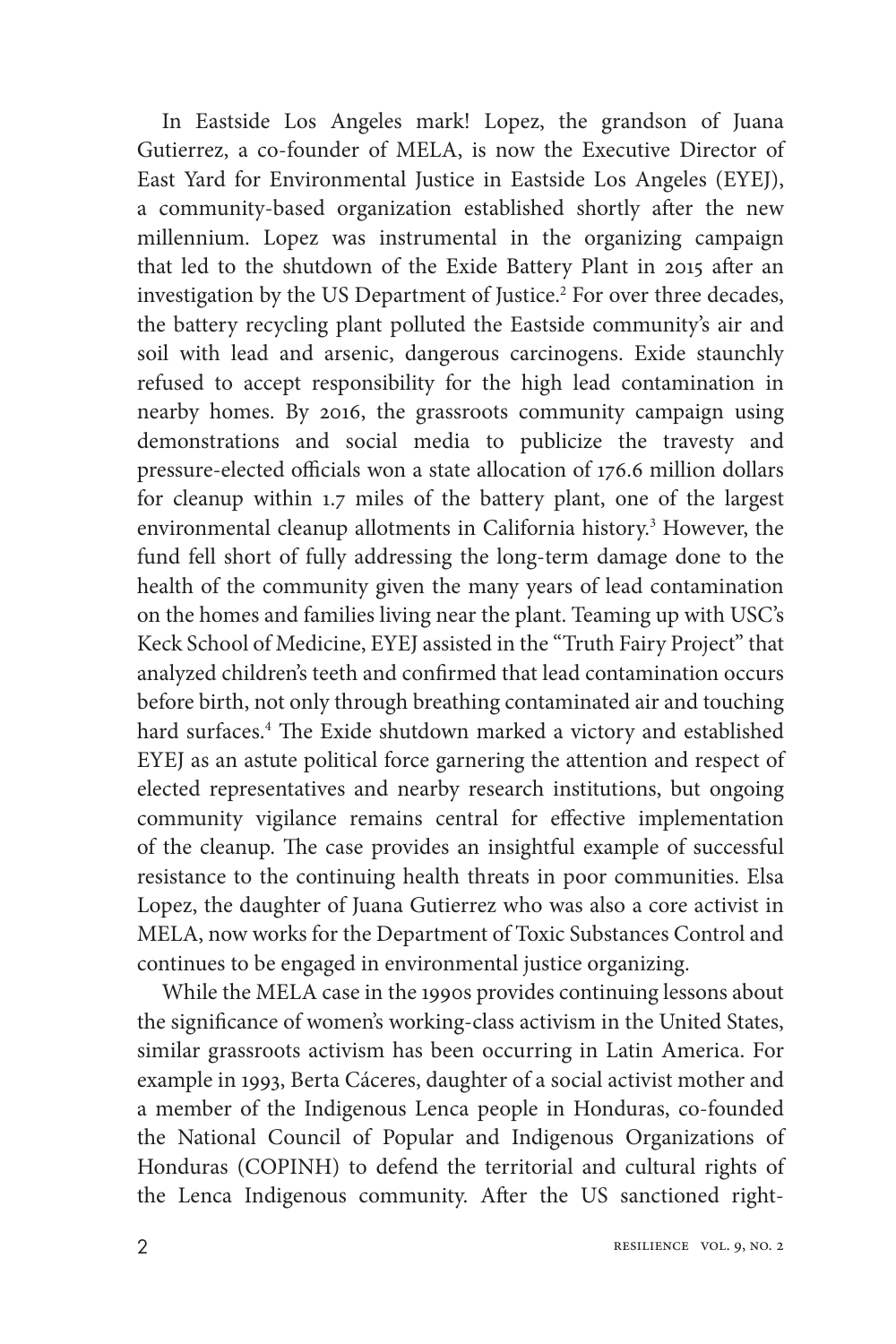In Eastside Los Angeles mark! Lopez, the grandson of Juana Gutierrez, a co-founder of MELA, is now the Executive Director of East Yard for Environmental Justice in Eastside Los Angeles (EYEJ), a community-based organization established shortly after the new millennium. Lopez was instrumental in the organizing campaign that led to the shutdown of the Exide Battery Plant in 2015 after an investigation by the US Department of Justice.[2] For over three decades, the battery recycling plant polluted the Eastside community's air and soil with lead and arsenic, dangerous carcinogens. Exide staunchly refused to accept responsibility for the high lead contamination in nearby homes. By 2016, the grassroots community campaign using demonstrations and social media to publicize the travesty and pressure-elected officials won a state allocation of 176.6 million dollars for cleanup within 1.7 miles of the battery plant, one of the largest environmental cleanup allotments in California history.[3] However, the fund fell short of fully addressing the long-term damage done to the health of the community given the many years of lead contamination on the homes and families living near the plant. Teaming up with USC's Keck School of Medicine, EYEJ assisted in the "Truth Fairy Project" that analyzed children's teeth and confirmed that lead contamination occurs before birth, not only through breathing contaminated air and touching hard surfaces.[4] The Exide shutdown marked a victory and established EYEJ as an astute political force garnering the attention and respect of elected representatives and nearby research institutions, but ongoing community vigilance remains central for effective implementation of the cleanup. The case provides an insightful example of successful resistance to the continuing health threats in poor communities. Elsa Lopez, the daughter of Juana Gutierrez who was also a core activist in MELA, now works for the Department of Toxic Substances Control and continues to be engaged in environmental justice organizing.

While the MELA case in the 1990s provides continuing lessons about the significance of women's working-class activism in the United States, similar grassroots activism has been occurring in Latin America. For example in 1993, Berta Cáceres, daughter of a social activist mother and a member of the Indigenous Lenca people in Honduras, co-founded the National Council of Popular and Indigenous Organizations of Honduras (COPINH) to defend the territorial and cultural rights of the Lenca Indigenous community. After the US sanctioned right-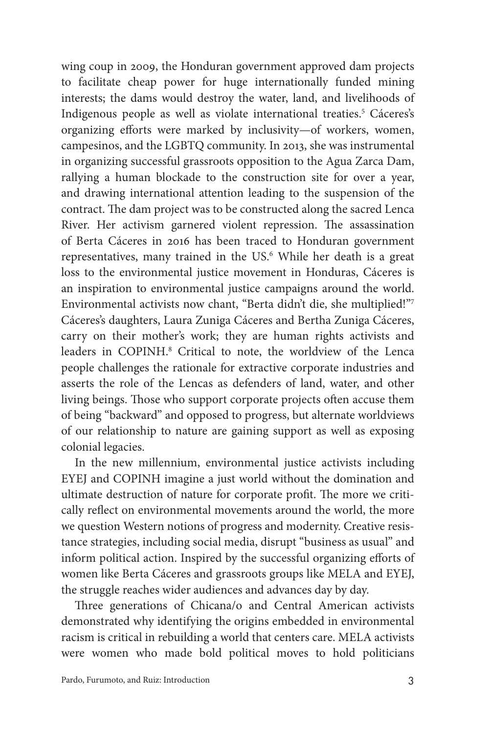wing coup in 2009, the Honduran government approved dam projects to facilitate cheap power for huge internationally funded mining interests; the dams would destroy the water, land, and livelihoods of Indigenous people as well as violate international treaties.[5] Cáceres's organizing efforts were marked by inclusivity—of workers, women, campesinos, and the LGBTQ community. In 2013, she was instrumental in organizing successful grassroots opposition to the Agua Zarca Dam, rallying a human blockade to the construction site for over a year, and drawing international attention leading to the suspension of the contract. The dam project was to be constructed along the sacred Lenca River. Her activism garnered violent repression. The assassination of Berta Cáceres in 2016 has been traced to Honduran government representatives, many trained in the US.[6] While her death is a great loss to the environmental justice movement in Honduras, Cáceres is an inspiration to environmental justice campaigns around the world. Environmental activists now chant, "Berta didn't die, she multiplied!"[7] Cáceres's daughters, Laura Zuniga Cáceres and Bertha Zuniga Cáceres, carry on their mother's work; they are human rights activists and leaders in COPINH.[8] Critical to note, the worldview of the Lenca people challenges the rationale for extractive corporate industries and asserts the role of the Lencas as defenders of land, water, and other living beings. Those who support corporate projects often accuse them of being "backward" and opposed to progress, but alternate worldviews of our relationship to nature are gaining support as well as exposing colonial legacies.

In the new millennium, environmental justice activists including EYEJ and COPINH imagine a just world without the domination and ultimate destruction of nature for corporate profit. The more we critically reflect on environmental movements around the world, the more we question Western notions of progress and modernity. Creative resistance strategies, including social media, disrupt "business as usual" and inform political action. Inspired by the successful organizing efforts of women like Berta Cáceres and grassroots groups like MELA and EYEJ, the struggle reaches wider audiences and advances day by day.

Three generations of Chicana/o and Central American activists demonstrated why identifying the origins embedded in environmental racism is critical in rebuilding a world that centers care. MELA activists were women who made bold political moves to hold politicians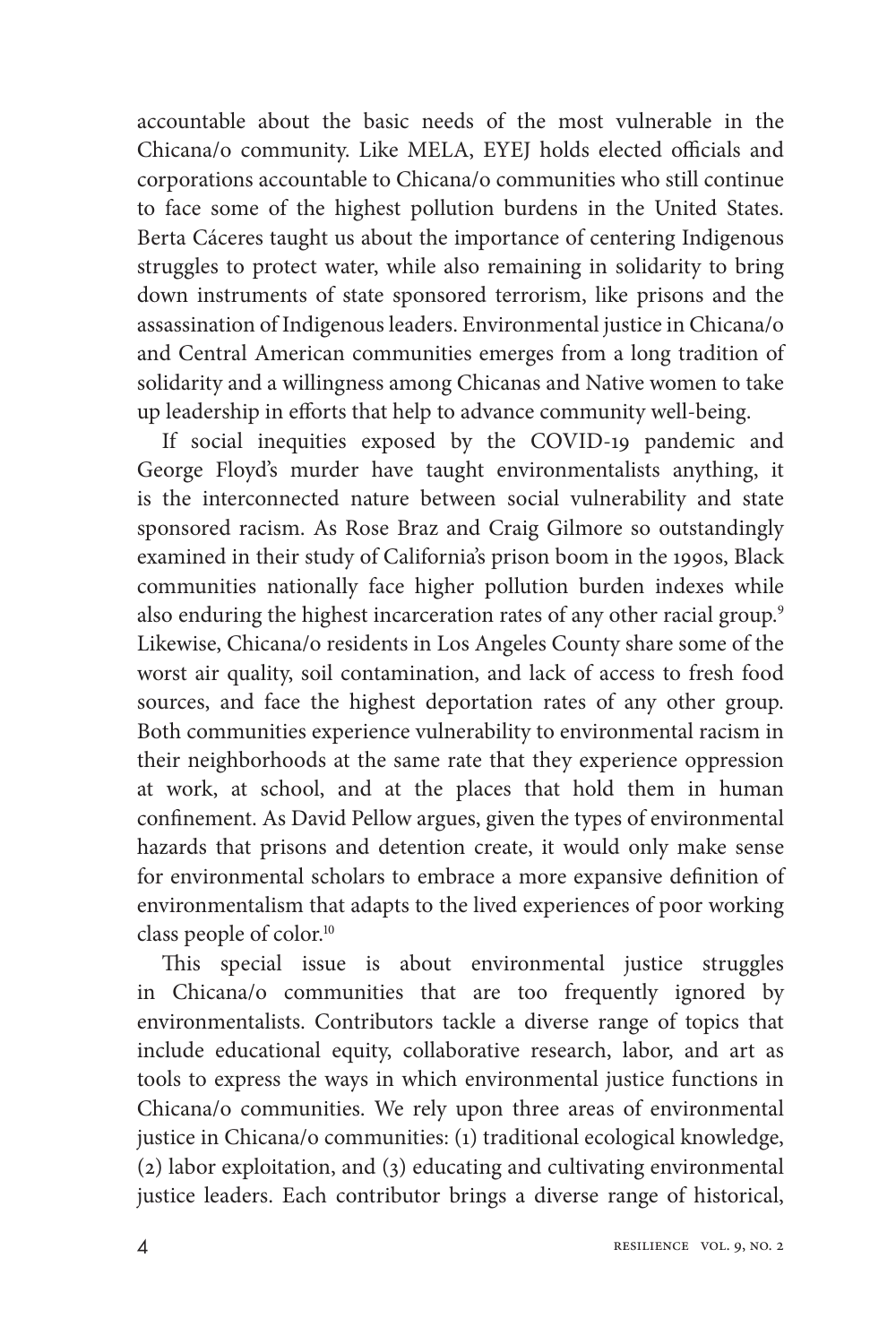accountable about the basic needs of the most vulnerable in the Chicana/o community. Like MELA, EYEJ holds elected officials and corporations accountable to Chicana/o communities who still continue to face some of the highest pollution burdens in the United States. Berta Cáceres taught us about the importance of centering Indigenous struggles to protect water, while also remaining in solidarity to bring down instruments of state sponsored terrorism, like prisons and the assassination of Indigenous leaders. Environmental justice in Chicana/o and Central American communities emerges from a long tradition of solidarity and a willingness among Chicanas and Native women to take up leadership in efforts that help to advance community well-being.

If social inequities exposed by the COVID-19 pandemic and George Floyd's murder have taught environmentalists anything, it is the interconnected nature between social vulnerability and state sponsored racism. As Rose Braz and Craig Gilmore so outstandingly examined in their study of California's prison boom in the 1990s, Black communities nationally face higher pollution burden indexes while also enduring the highest incarceration rates of any other racial group.[9] Likewise, Chicana/o residents in Los Angeles County share some of the worst air quality, soil contamination, and lack of access to fresh food sources, and face the highest deportation rates of any other group. Both communities experience vulnerability to environmental racism in their neighborhoods at the same rate that they experience oppression at work, at school, and at the places that hold them in human confinement. As David Pellow argues, given the types of environmental hazards that prisons and detention create, it would only make sense for environmental scholars to embrace a more expansive definition of environmentalism that adapts to the lived experiences of poor working class people of color.[10]

This special issue is about environmental justice struggles in Chicana/o communities that are too frequently ignored by environmentalists. Contributors tackle a diverse range of topics that include educational equity, collaborative research, labor, and art as tools to express the ways in which environmental justice functions in Chicana/o communities. We rely upon three areas of environmental justice in Chicana/o communities: (1) traditional ecological knowledge, (2) labor exploitation, and (3) educating and cultivating environmental justice leaders. Each contributor brings a diverse range of historical,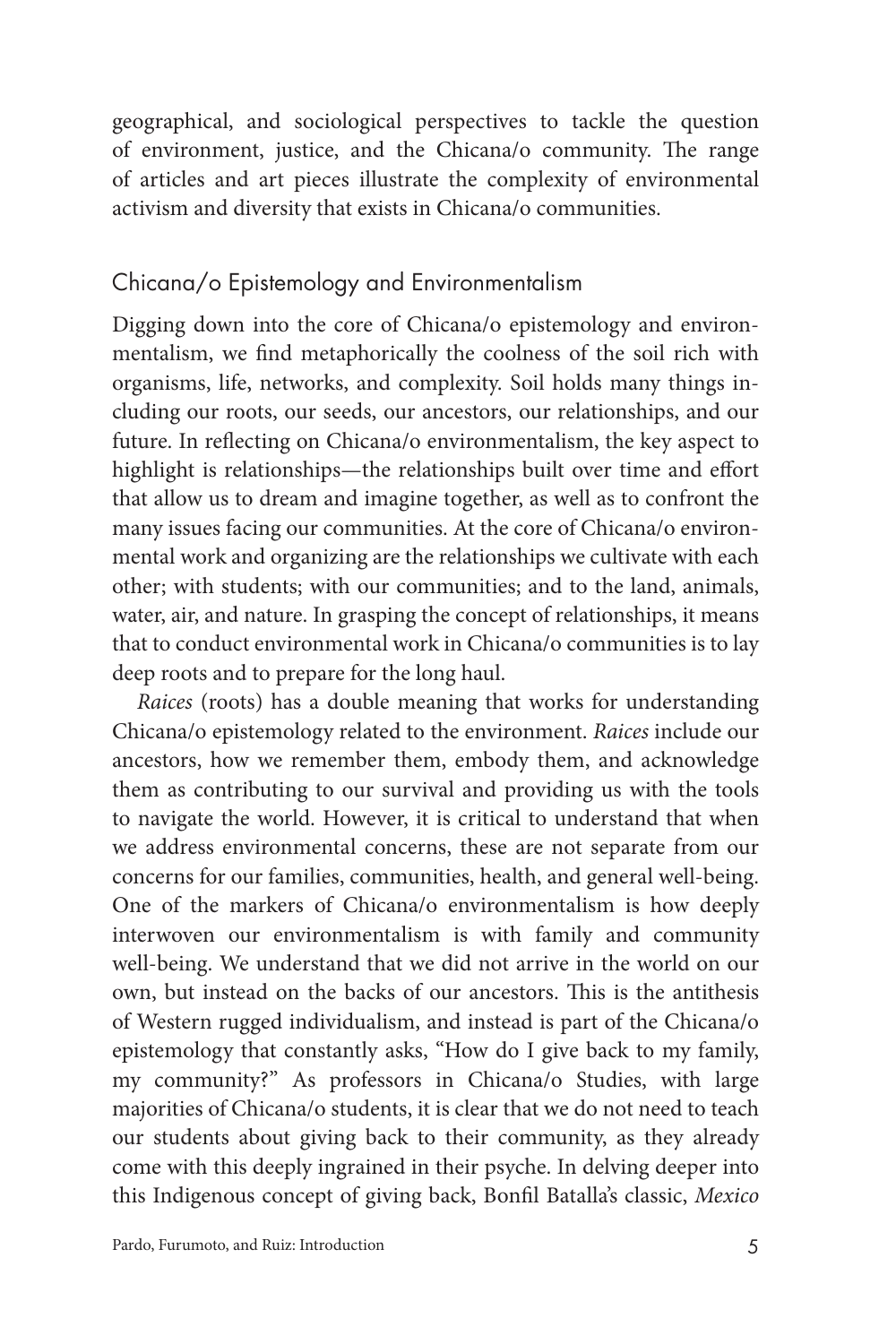geographical, and sociological perspectives to tackle the question of environment, justice, and the Chicana/o community. The range of articles and art pieces illustrate the complexity of environmental activism and diversity that exists in Chicana/o communities.

## Chicana/o Epistemology and Environmentalism

Digging down into the core of Chicana/o epistemology and environmentalism, we find metaphorically the coolness of the soil rich with organisms, life, networks, and complexity. Soil holds many things including our roots, our seeds, our ancestors, our relationships, and our future. In reflecting on Chicana/o environmentalism, the key aspect to highlight is relationships—the relationships built over time and effort that allow us to dream and imagine together, as well as to confront the many issues facing our communities. At the core of Chicana/o environmental work and organizing are the relationships we cultivate with each other; with students; with our communities; and to the land, animals, water, air, and nature. In grasping the concept of relationships, it means that to conduct environmental work in Chicana/o communities is to lay deep roots and to prepare for the long haul.

*Raices* (roots) has a double meaning that works for understanding Chicana/o epistemology related to the environment. *Raices* include our ancestors, how we remember them, embody them, and acknowledge them as contributing to our survival and providing us with the tools to navigate the world. However, it is critical to understand that when we address environmental concerns, these are not separate from our concerns for our families, communities, health, and general well-being. One of the markers of Chicana/o environmentalism is how deeply interwoven our environmentalism is with family and community well-being. We understand that we did not arrive in the world on our own, but instead on the backs of our ancestors. This is the antithesis of Western rugged individualism, and instead is part of the Chicana/o epistemology that constantly asks, "How do I give back to my family, my community?" As professors in Chicana/o Studies, with large majorities of Chicana/o students, it is clear that we do not need to teach our students about giving back to their community, as they already come with this deeply ingrained in their psyche. In delving deeper into this Indigenous concept of giving back, Bonfil Batalla's classic, *Mexico*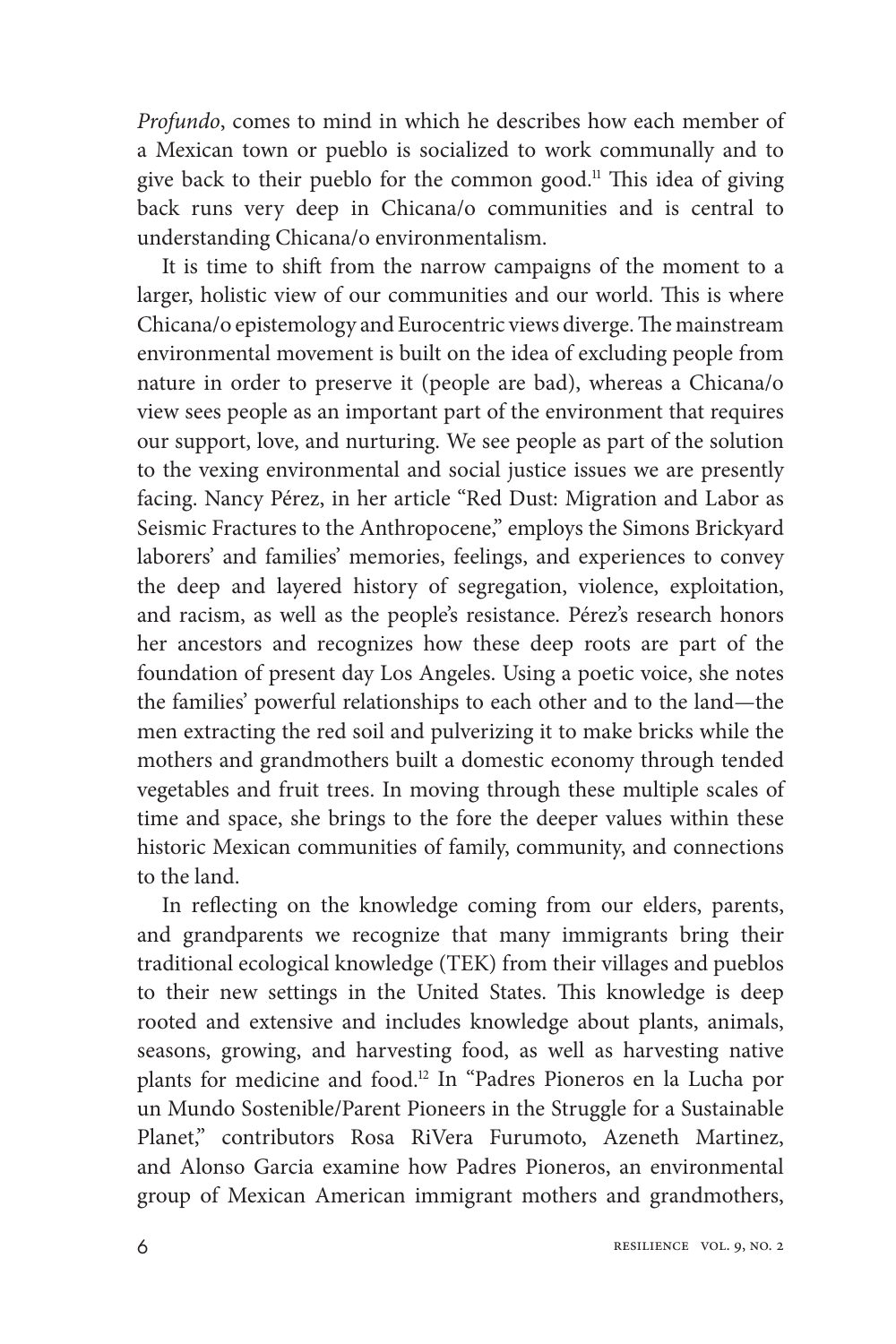*Profundo*, comes to mind in which he describes how each member of a Mexican town or pueblo is socialized to work communally and to give back to their pueblo for the common good.[11] This idea of giving back runs very deep in Chicana/o communities and is central to understanding Chicana/o environmentalism.

It is time to shift from the narrow campaigns of the moment to a larger, holistic view of our communities and our world. This is where Chicana/o epistemology and Eurocentric views diverge. The mainstream environmental movement is built on the idea of excluding people from nature in order to preserve it (people are bad), whereas a Chicana/o view sees people as an important part of the environment that requires our support, love, and nurturing. We see people as part of the solution to the vexing environmental and social justice issues we are presently facing. Nancy Pérez, in her article "Red Dust: Migration and Labor as Seismic Fractures to the Anthropocene," employs the Simons Brickyard laborers' and families' memories, feelings, and experiences to convey the deep and layered history of segregation, violence, exploitation, and racism, as well as the people's resistance. Pérez's research honors her ancestors and recognizes how these deep roots are part of the foundation of present day Los Angeles. Using a poetic voice, she notes the families' powerful relationships to each other and to the land—the men extracting the red soil and pulverizing it to make bricks while the mothers and grandmothers built a domestic economy through tended vegetables and fruit trees. In moving through these multiple scales of time and space, she brings to the fore the deeper values within these historic Mexican communities of family, community, and connections to the land.

In reflecting on the knowledge coming from our elders, parents, and grandparents we recognize that many immigrants bring their traditional ecological knowledge (TEK) from their villages and pueblos to their new settings in the United States. This knowledge is deep rooted and extensive and includes knowledge about plants, animals, seasons, growing, and harvesting food, as well as harvesting native plants for medicine and food.[12] In "Padres Pioneros en la Lucha por un Mundo Sostenible/Parent Pioneers in the Struggle for a Sustainable Planet," contributors Rosa RiVera Furumoto, Azeneth Martinez, and Alonso Garcia examine how Padres Pioneros, an environmental group of Mexican American immigrant mothers and grandmothers,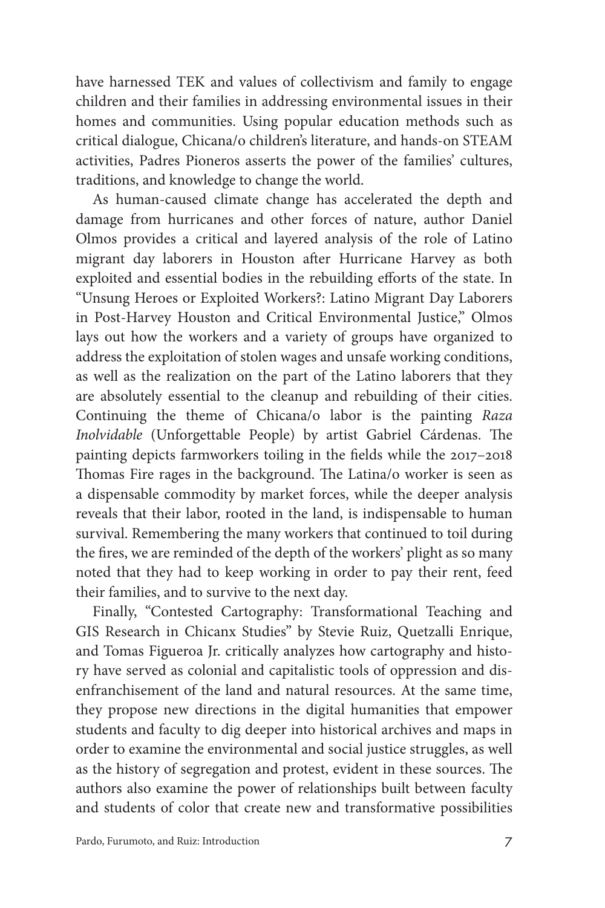have harnessed TEK and values of collectivism and family to engage children and their families in addressing environmental issues in their homes and communities. Using popular education methods such as critical dialogue, Chicana/o children's literature, and hands-on STEAM activities, Padres Pioneros asserts the power of the families' cultures, traditions, and knowledge to change the world.

As human-caused climate change has accelerated the depth and damage from hurricanes and other forces of nature, author Daniel Olmos provides a critical and layered analysis of the role of Latino migrant day laborers in Houston after Hurricane Harvey as both exploited and essential bodies in the rebuilding efforts of the state. In "Unsung Heroes or Exploited Workers?: Latino Migrant Day Laborers in Post-Harvey Houston and Critical Environmental Justice," Olmos lays out how the workers and a variety of groups have organized to address the exploitation of stolen wages and unsafe working conditions, as well as the realization on the part of the Latino laborers that they are absolutely essential to the cleanup and rebuilding of their cities. Continuing the theme of Chicana/o labor is the painting *Raza Inolvidable* (Unforgettable People) by artist Gabriel Cárdenas. The painting depicts farmworkers toiling in the fields while the 2017–2018 Thomas Fire rages in the background. The Latina/o worker is seen as a dispensable commodity by market forces, while the deeper analysis reveals that their labor, rooted in the land, is indispensable to human survival. Remembering the many workers that continued to toil during the fires, we are reminded of the depth of the workers' plight as so many noted that they had to keep working in order to pay their rent, feed their families, and to survive to the next day.

Finally, "Contested Cartography: Transformational Teaching and GIS Research in Chicanx Studies" by Stevie Ruiz, Quetzalli Enrique, and Tomas Figueroa Jr. critically analyzes how cartography and history have served as colonial and capitalistic tools of oppression and disenfranchisement of the land and natural resources. At the same time, they propose new directions in the digital humanities that empower students and faculty to dig deeper into historical archives and maps in order to examine the environmental and social justice struggles, as well as the history of segregation and protest, evident in these sources. The authors also examine the power of relationships built between faculty and students of color that create new and transformative possibilities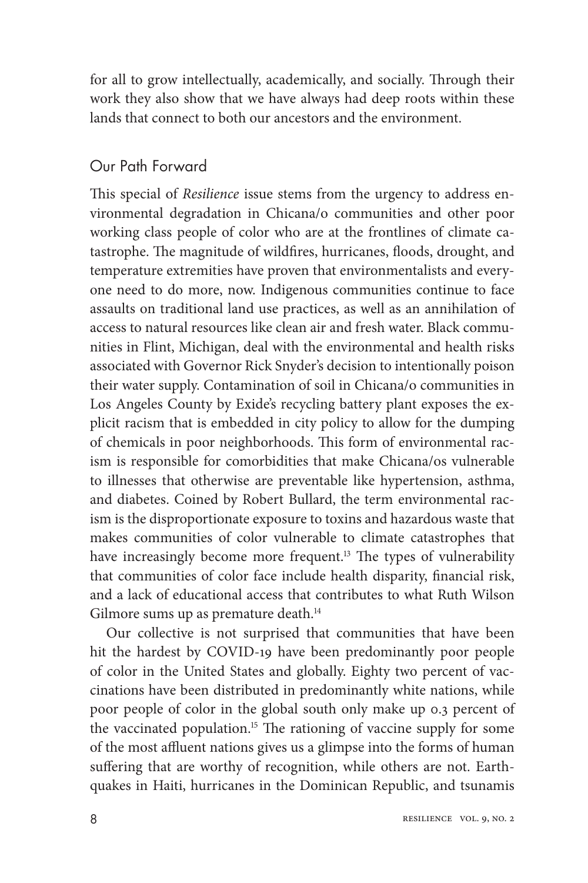for all to grow intellectually, academically, and socially. Through their work they also show that we have always had deep roots within these lands that connect to both our ancestors and the environment.

## Our Path Forward

This special of *Resilience* issue stems from the urgency to address environmental degradation in Chicana/o communities and other poor working class people of color who are at the frontlines of climate catastrophe. The magnitude of wildfires, hurricanes, floods, drought, and temperature extremities have proven that environmentalists and everyone need to do more, now. Indigenous communities continue to face assaults on traditional land use practices, as well as an annihilation of access to natural resources like clean air and fresh water. Black communities in Flint, Michigan, deal with the environmental and health risks associated with Governor Rick Snyder's decision to intentionally poison their water supply. Contamination of soil in Chicana/o communities in Los Angeles County by Exide's recycling battery plant exposes the explicit racism that is embedded in city policy to allow for the dumping of chemicals in poor neighborhoods. This form of environmental racism is responsible for comorbidities that make Chicana/os vulnerable to illnesses that otherwise are preventable like hypertension, asthma, and diabetes. Coined by Robert Bullard, the term environmental racism is the disproportionate exposure to toxins and hazardous waste that makes communities of color vulnerable to climate catastrophes that have increasingly become more frequent.[13] The types of vulnerability that communities of color face include health disparity, financial risk, and a lack of educational access that contributes to what Ruth Wilson Gilmore sums up as premature death.[14]

Our collective is not surprised that communities that have been hit the hardest by COVID-19 have been predominantly poor people of color in the United States and globally. Eighty two percent of vaccinations have been distributed in predominantly white nations, while poor people of color in the global south only make up 0.3 percent of the vaccinated population.[15] The rationing of vaccine supply for some of the most affluent nations gives us a glimpse into the forms of human suffering that are worthy of recognition, while others are not. Earthquakes in Haiti, hurricanes in the Dominican Republic, and tsunamis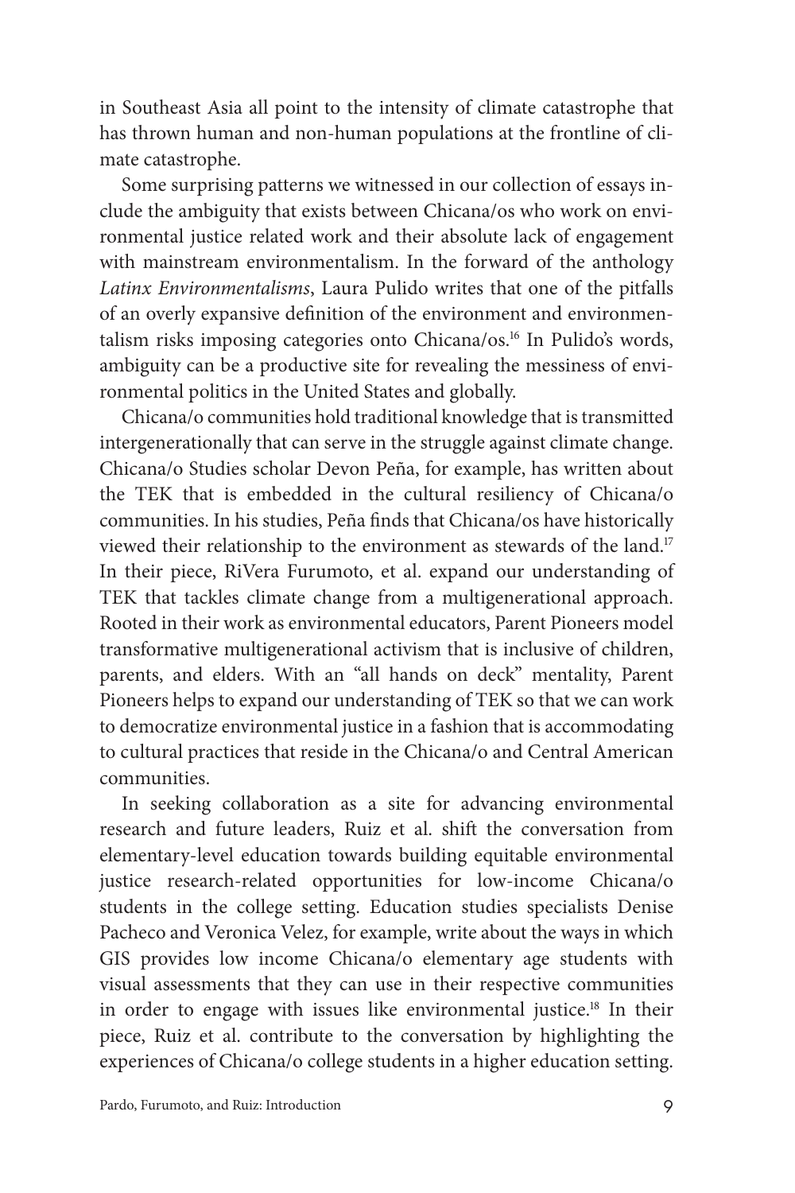in Southeast Asia all point to the intensity of climate catastrophe that has thrown human and non-human populations at the frontline of climate catastrophe.

Some surprising patterns we witnessed in our collection of essays include the ambiguity that exists between Chicana/os who work on environmental justice related work and their absolute lack of engagement with mainstream environmentalism. In the forward of the anthology *Latinx Environmentalisms*, Laura Pulido writes that one of the pitfalls of an overly expansive definition of the environment and environmentalism risks imposing categories onto Chicana/os.[16] In Pulido's words, ambiguity can be a productive site for revealing the messiness of environmental politics in the United States and globally.

Chicana/o communities hold traditional knowledge that is transmitted intergenerationally that can serve in the struggle against climate change. Chicana/o Studies scholar Devon Peña, for example, has written about the TEK that is embedded in the cultural resiliency of Chicana/o communities. In his studies, Peña finds that Chicana/os have historically viewed their relationship to the environment as stewards of the land.[17] In their piece, RiVera Furumoto, et al. expand our understanding of TEK that tackles climate change from a multigenerational approach. Rooted in their work as environmental educators, Parent Pioneers model transformative multigenerational activism that is inclusive of children, parents, and elders. With an "all hands on deck" mentality, Parent Pioneers helps to expand our understanding of TEK so that we can work to democratize environmental justice in a fashion that is accommodating to cultural practices that reside in the Chicana/o and Central American communities.

In seeking collaboration as a site for advancing environmental research and future leaders, Ruiz et al. shift the conversation from elementary-level education towards building equitable environmental justice research-related opportunities for low-income Chicana/o students in the college setting. Education studies specialists Denise Pacheco and Veronica Velez, for example, write about the ways in which GIS provides low income Chicana/o elementary age students with visual assessments that they can use in their respective communities in order to engage with issues like environmental justice.[18] In their piece, Ruiz et al. contribute to the conversation by highlighting the experiences of Chicana/o college students in a higher education setting.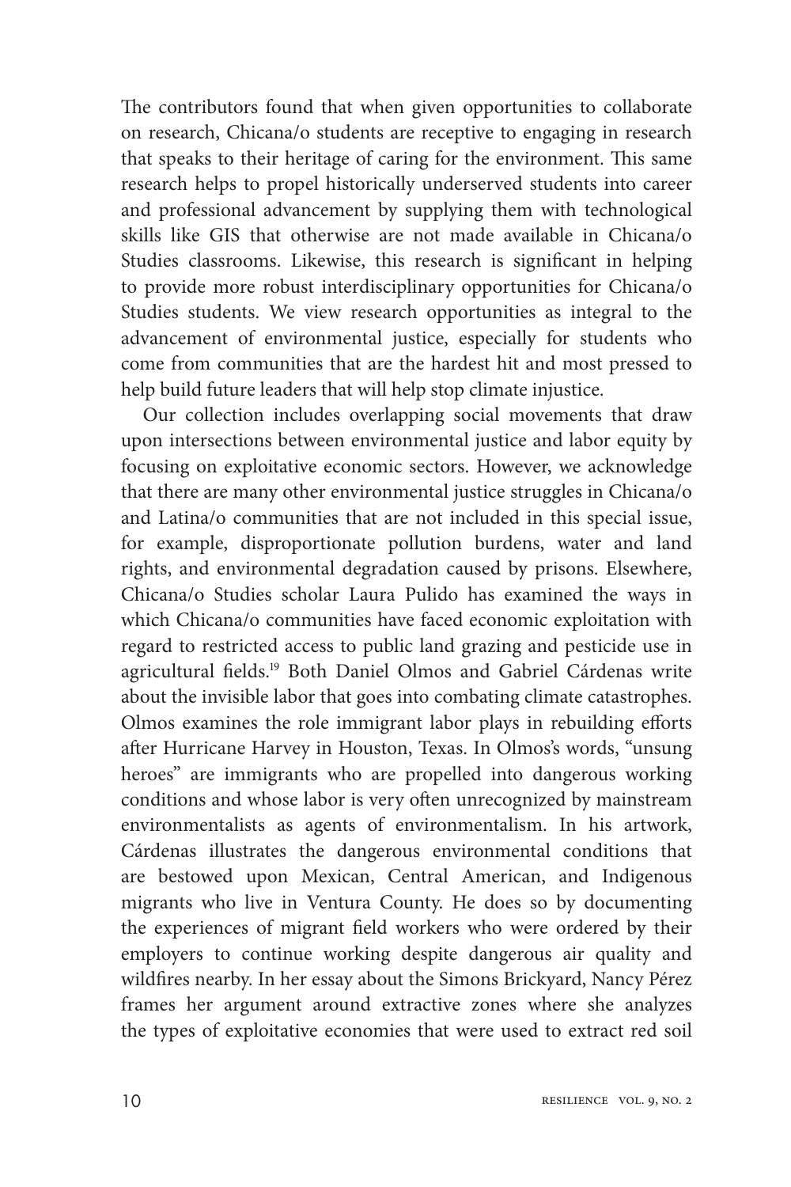The contributors found that when given opportunities to collaborate on research, Chicana/o students are receptive to engaging in research that speaks to their heritage of caring for the environment. This same research helps to propel historically underserved students into career and professional advancement by supplying them with technological skills like GIS that otherwise are not made available in Chicana/o Studies classrooms. Likewise, this research is significant in helping to provide more robust interdisciplinary opportunities for Chicana/o Studies students. We view research opportunities as integral to the advancement of environmental justice, especially for students who come from communities that are the hardest hit and most pressed to help build future leaders that will help stop climate injustice.

Our collection includes overlapping social movements that draw upon intersections between environmental justice and labor equity by focusing on exploitative economic sectors. However, we acknowledge that there are many other environmental justice struggles in Chicana/o and Latina/o communities that are not included in this special issue, for example, disproportionate pollution burdens, water and land rights, and environmental degradation caused by prisons. Elsewhere, Chicana/o Studies scholar Laura Pulido has examined the ways in which Chicana/o communities have faced economic exploitation with regard to restricted access to public land grazing and pesticide use in agricultural fields.[19] Both Daniel Olmos and Gabriel Cárdenas write about the invisible labor that goes into combating climate catastrophes. Olmos examines the role immigrant labor plays in rebuilding efforts after Hurricane Harvey in Houston, Texas. In Olmos's words, "unsung heroes" are immigrants who are propelled into dangerous working conditions and whose labor is very often unrecognized by mainstream environmentalists as agents of environmentalism. In his artwork, Cárdenas illustrates the dangerous environmental conditions that are bestowed upon Mexican, Central American, and Indigenous migrants who live in Ventura County. He does so by documenting the experiences of migrant field workers who were ordered by their employers to continue working despite dangerous air quality and wildfires nearby. In her essay about the Simons Brickyard, Nancy Pérez frames her argument around extractive zones where she analyzes the types of exploitative economies that were used to extract red soil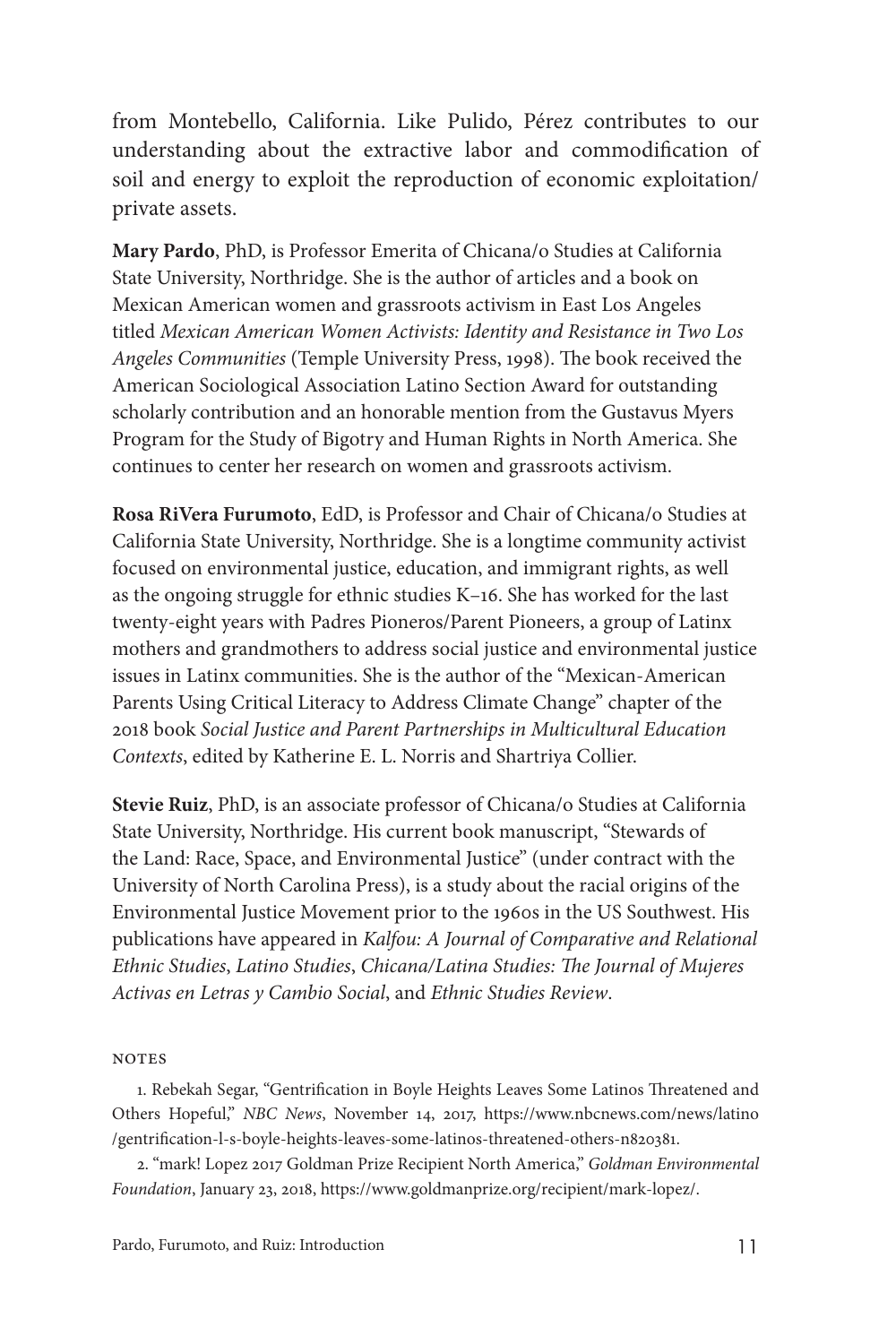from Montebello, California. Like Pulido, Pérez contributes to our understanding about the extractive labor and commodification of soil and energy to exploit the reproduction of economic exploitation/ private assets.

**Mary Pardo**, PhD, is Professor Emerita of Chicana/o Studies at California State University, Northridge. She is the author of articles and a book on Mexican American women and grassroots activism in East Los Angeles titled *Mexican American Women Activists: Identity and Resistance in Two Los Angeles Communities* (Temple University Press, 1998). The book received the American Sociological Association Latino Section Award for outstanding scholarly contribution and an honorable mention from the Gustavus Myers Program for the Study of Bigotry and Human Rights in North America. She continues to center her research on women and grassroots activism.

**Rosa RiVera Furumoto**, EdD, is Professor and Chair of Chicana/o Studies at California State University, Northridge. She is a longtime community activist focused on environmental justice, education, and immigrant rights, as well as the ongoing struggle for ethnic studies K–16. She has worked for the last twenty-eight years with Padres Pioneros/Parent Pioneers, a group of Latinx mothers and grandmothers to address social justice and environmental justice issues in Latinx communities. She is the author of the "Mexican-American Parents Using Critical Literacy to Address Climate Change" chapter of the 2018 book *Social Justice and Parent Partnerships in Multicultural Education Contexts*, edited by Katherine E. L. Norris and Shartriya Collier.

**Stevie Ruiz**, PhD, is an associate professor of Chicana/o Studies at California State University, Northridge. His current book manuscript, "Stewards of the Land: Race, Space, and Environmental Justice" (under contract with the University of North Carolina Press), is a study about the racial origins of the Environmental Justice Movement prior to the 1960s in the US Southwest. His publications have appeared in *Kalfou: A Journal of Comparative and Relational Ethnic Studies*, *Latino Studies*, *Chicana/Latina Studies: The Journal of Mujeres Activas en Letras y Cambio Social*, and *Ethnic Studies Review*.

## NOTES

1. Rebekah Segar, "Gentrification in Boyle Heights Leaves Some Latinos Threatened and Others Hopeful," *NBC News*, November 14, 2017, https://www.nbcnews.com/news/latino/gentrification-l-s-boyle-heights-leaves-some-latinos-threatened-others-n820381.

2. "mark! Lopez 2017 Goldman Prize Recipient North America," *Goldman Environmental Foundation*, January 23, 2018, https://www.goldmanprize.org/recipient/mark-lopez/.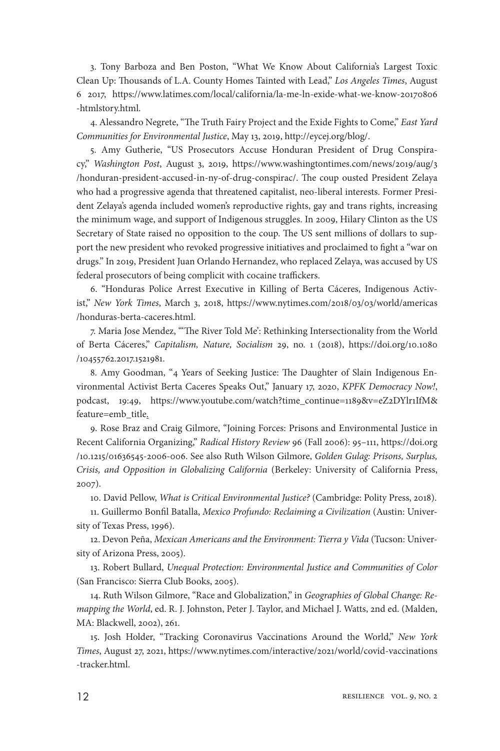3. Tony Barboza and Ben Poston, "What We Know About California's Largest Toxic Clean Up: Thousands of L.A. County Homes Tainted with Lead," *Los Angeles Times*, August 6 2017, https://www.latimes.com/local/california/la-me-ln-exide-what-we-know-20170806-htmlstory.html.

4. Alessandro Negrete, "The Truth Fairy Project and the Exide Fights to Come," *East Yard Communities for Environmental Justice*, May 13, 2019, http://eycej.org/blog/.

5. Amy Gutherie, "US Prosecutors Accuse Honduran President of Drug Conspiracy," *Washington Post*, August 3, 2019, https://www.washingtontimes.com/news/2019/aug/3/honduran-president-accused-in-ny-of-drug-conspirac/. The coup ousted President Zelaya who had a progressive agenda that threatened capitalist, neo-liberal interests. Former President Zelaya's agenda included women's reproductive rights, gay and trans rights, increasing the minimum wage, and support of Indigenous struggles. In 2009, Hilary Clinton as the US Secretary of State raised no opposition to the coup. The US sent millions of dollars to support the new president who revoked progressive initiatives and proclaimed to fight a "war on drugs." In 2019, President Juan Orlando Hernandez, who replaced Zelaya, was accused by US federal prosecutors of being complicit with cocaine traffickers.

6. "Honduras Police Arrest Executive in Killing of Berta Cáceres, Indigenous Activist," *New York Times*, March 3, 2018, https://www.nytimes.com/2018/03/03/world/americas/honduras-berta-caceres.html.

7. Maria Jose Mendez, "'The River Told Me': Rethinking Intersectionality from the World of Berta Cáceres," *Capitalism, Nature, Socialism* 29, no. 1 (2018), https://doi.org/10.1080/10455762.2017.1521981.

8. Amy Goodman, "4 Years of Seeking Justice: The Daughter of Slain Indigenous Environmental Activist Berta Caceres Speaks Out," January 17, 2020, *KPFK Democracy Now!*, podcast, 19:49, https://www.youtube.com/watch?time_continue=1189&v=eZ2DYlr1IfM&feature=emb_title.

9. Rose Braz and Craig Gilmore, "Joining Forces: Prisons and Environmental Justice in Recent California Organizing," *Radical History Review* 96 (Fall 2006): 95–111, https://doi.org/10.1215/01636545-2006-006. See also Ruth Wilson Gilmore, *Golden Gulag: Prisons, Surplus, Crisis, and Opposition in Globalizing California* (Berkeley: University of California Press, 2007).

10. David Pellow, *What is Critical Environmental Justice?* (Cambridge: Polity Press, 2018).

11. Guillermo Bonfil Batalla, *Mexico Profundo: Reclaiming a Civilization* (Austin: University of Texas Press, 1996).

12. Devon Peña, *Mexican Americans and the Environment: Tierra y Vida* (Tucson: University of Arizona Press, 2005).

13. Robert Bullard, *Unequal Protection: Environmental Justice and Communities of Color* (San Francisco: Sierra Club Books, 2005).

14. Ruth Wilson Gilmore, "Race and Globalization," in *Geographies of Global Change: Remapping the World*, ed. R. J. Johnston, Peter J. Taylor, and Michael J. Watts, 2nd ed. (Malden, MA: Blackwell, 2002), 261.

15. Josh Holder, "Tracking Coronavirus Vaccinations Around the World," *New York Times*, August 27, 2021, https://www.nytimes.com/interactive/2021/world/covid-vaccinations-tracker.html.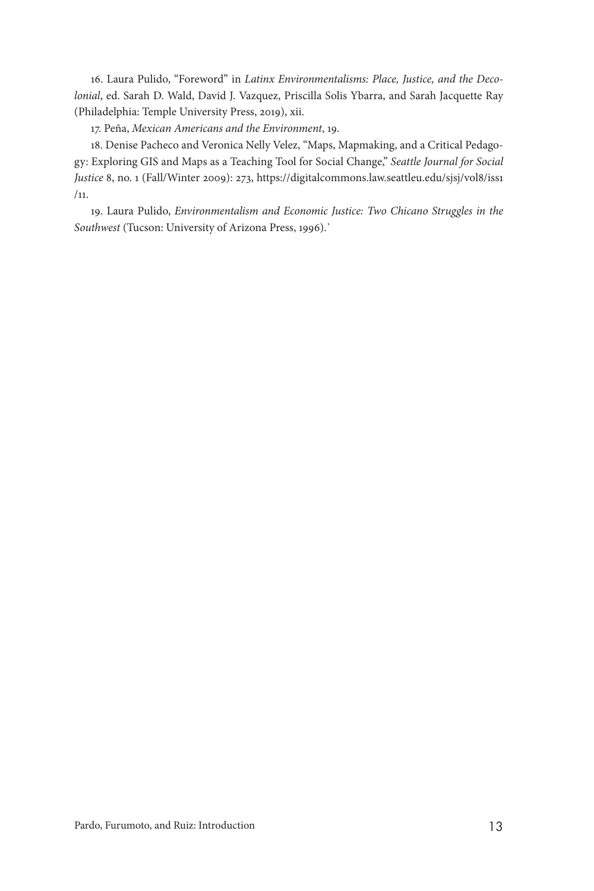16. Laura Pulido, "Foreword" in *Latinx Environmentalisms: Place, Justice, and the Decolonial*, ed. Sarah D. Wald, David J. Vazquez, Priscilla Solis Ybarra, and Sarah Jacquette Ray (Philadelphia: Temple University Press, 2019), xii.

17. Peña, *Mexican Americans and the Environment*, 19.

18. Denise Pacheco and Veronica Nelly Velez, "Maps, Mapmaking, and a Critical Pedagogy: Exploring GIS and Maps as a Teaching Tool for Social Change," *Seattle Journal for Social Justice* 8, no. 1 (Fall/Winter 2009): 273, https://digitalcommons.law.seattleu.edu/sjsj/vol8/iss1/11.

19. Laura Pulido, *Environmentalism and Economic Justice: Two Chicano Struggles in the Southwest* (Tucson: University of Arizona Press, 1996).`